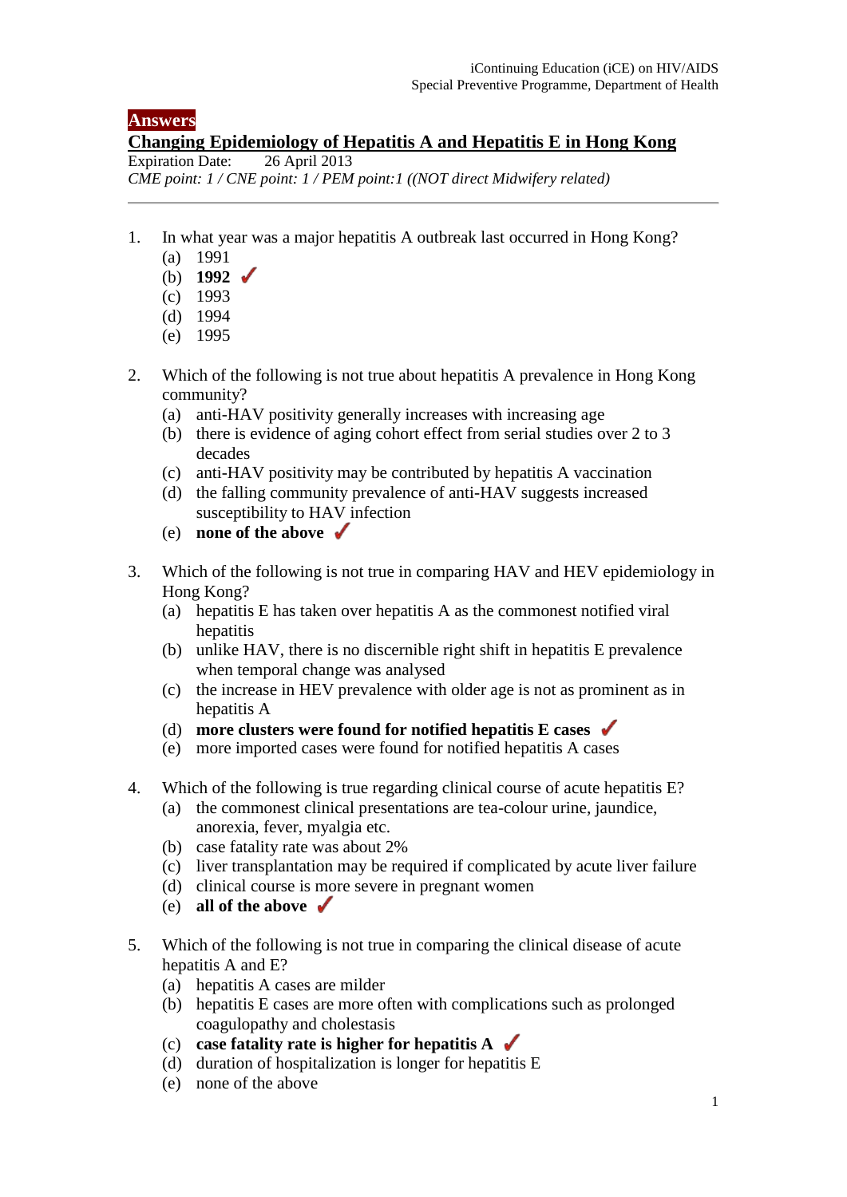**Answers**

## Changing Epidemiology of Hepatitis A and Hepatitis E in Hong Kong

Expiration Date: 26 April 2013

*CME point: 1 / CNE point: 1 / PEM point:1 ((NOT direct Midwifery related)*

---

1. In what year was a major hepatitis A outbreak last occurred in Hong Kong?
   - (a) 1991
   - (b) **1992** ✓
   - (c) 1993
   - (d) 1994
   - (e) 1995

2. Which of the following is not true about hepatitis A prevalence in Hong Kong community?
   - (a) anti-HAV positivity generally increases with increasing age
   - (b) there is evidence of aging cohort effect from serial studies over 2 to 3 decades
   - (c) anti-HAV positivity may be contributed by hepatitis A vaccination
   - (d) the falling community prevalence of anti-HAV suggests increased susceptibility to HAV infection
   - (e) **none of the above** ✓

3. Which of the following is not true in comparing HAV and HEV epidemiology in Hong Kong?
   - (a) hepatitis E has taken over hepatitis A as the commonest notified viral hepatitis
   - (b) unlike HAV, there is no discernible right shift in hepatitis E prevalence when temporal change was analysed
   - (c) the increase in HEV prevalence with older age is not as prominent as in hepatitis A
   - (d) **more clusters were found for notified hepatitis E cases** ✓
   - (e) more imported cases were found for notified hepatitis A cases

4. Which of the following is true regarding clinical course of acute hepatitis E?
   - (a) the commonest clinical presentations are tea-colour urine, jaundice, anorexia, fever, myalgia etc.
   - (b) case fatality rate was about 2%
   - (c) liver transplantation may be required if complicated by acute liver failure
   - (d) clinical course is more severe in pregnant women
   - (e) **all of the above** ✓

5. Which of the following is not true in comparing the clinical disease of acute hepatitis A and E?
   - (a) hepatitis A cases are milder
   - (b) hepatitis E cases are more often with complications such as prolonged coagulopathy and cholestasis
   - (c) **case fatality rate is higher for hepatitis A** ✓
   - (d) duration of hospitalization is longer for hepatitis E
   - (e) none of the above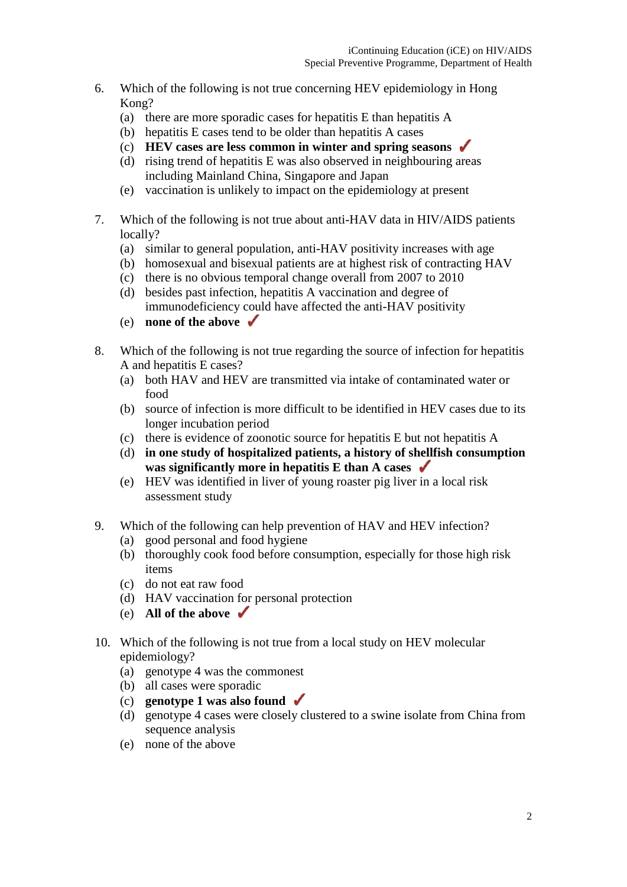6. Which of the following is not true concerning HEV epidemiology in Hong Kong?
   (a) there are more sporadic cases for hepatitis E than hepatitis A
   (b) hepatitis E cases tend to be older than hepatitis A cases
   (c) **HEV cases are less common in winter and spring seasons** ✓
   (d) rising trend of hepatitis E was also observed in neighbouring areas including Mainland China, Singapore and Japan
   (e) vaccination is unlikely to impact on the epidemiology at present

7. Which of the following is not true about anti-HAV data in HIV/AIDS patients locally?
   (a) similar to general population, anti-HAV positivity increases with age
   (b) homosexual and bisexual patients are at highest risk of contracting HAV
   (c) there is no obvious temporal change overall from 2007 to 2010
   (d) besides past infection, hepatitis A vaccination and degree of immunodeficiency could have affected the anti-HAV positivity
   (e) **none of the above** ✓

8. Which of the following is not true regarding the source of infection for hepatitis A and hepatitis E cases?
   (a) both HAV and HEV are transmitted via intake of contaminated water or food
   (b) source of infection is more difficult to be identified in HEV cases due to its longer incubation period
   (c) there is evidence of zoonotic source for hepatitis E but not hepatitis A
   (d) **in one study of hospitalized patients, a history of shellfish consumption was significantly more in hepatitis E than A cases** ✓
   (e) HEV was identified in liver of young roaster pig liver in a local risk assessment study

9. Which of the following can help prevention of HAV and HEV infection?
   (a) good personal and food hygiene
   (b) thoroughly cook food before consumption, especially for those high risk items
   (c) do not eat raw food
   (d) HAV vaccination for personal protection
   (e) **All of the above** ✓

10. Which of the following is not true from a local study on HEV molecular epidemiology?
    (a) genotype 4 was the commonest
    (b) all cases were sporadic
    (c) **genotype 1 was also found** ✓
    (d) genotype 4 cases were closely clustered to a swine isolate from China from sequence analysis
    (e) none of the above